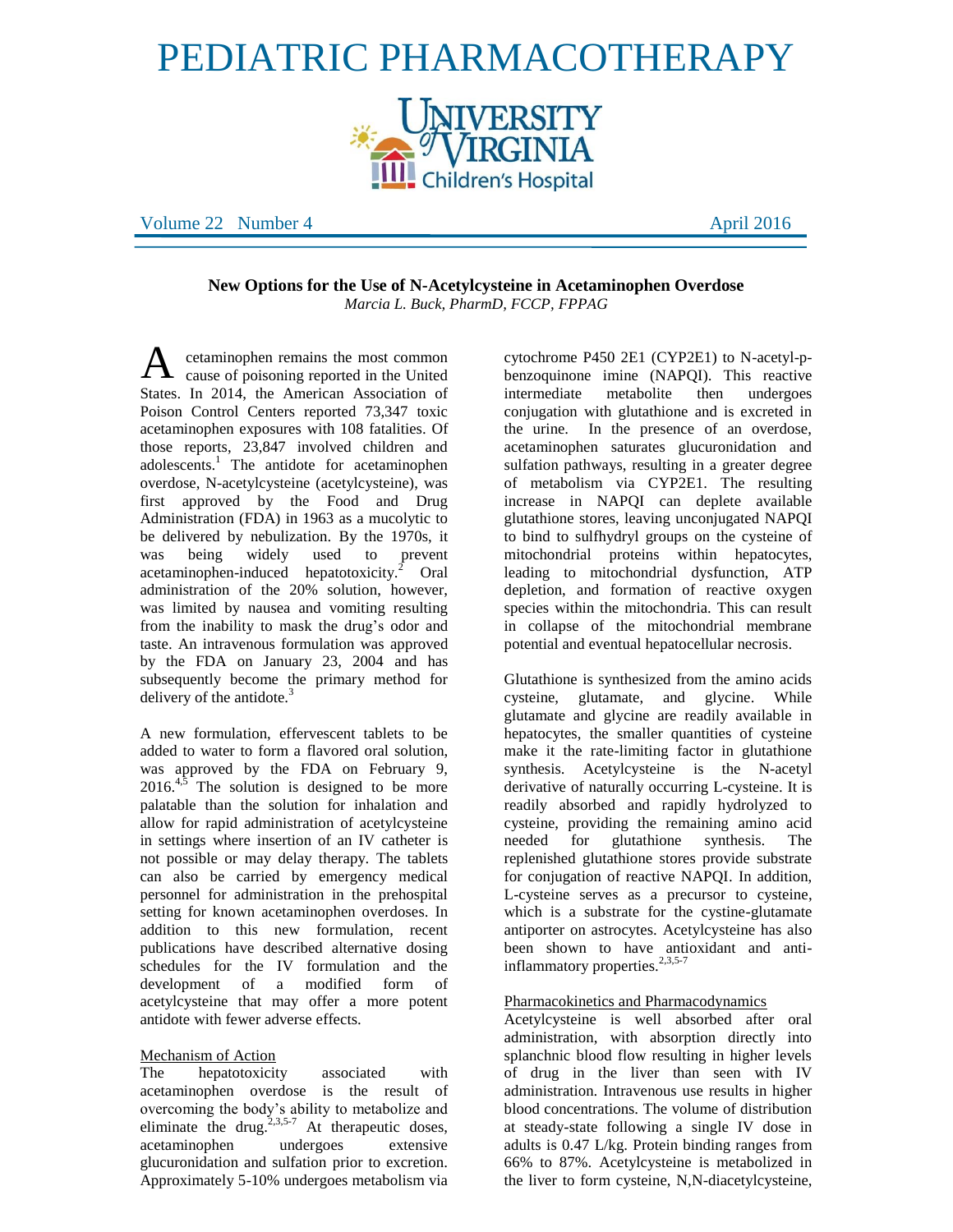# PEDIATRIC PHARMACOTHERAPY

University of Virginia Children's Hospital

Volume 22 Number 4 — April 2016

## New Options for the Use of N-Acetylcysteine in Acetaminophen Overdose

*Marcia L. Buck, PharmD, FCCP, FPPAG*

Acetaminophen remains the most common cause of poisoning reported in the United States. In 2014, the American Association of Poison Control Centers reported 73,347 toxic acetaminophen exposures with 108 fatalities. Of those reports, 23,847 involved children and adolescents.[1] The antidote for acetaminophen overdose, N-acetylcysteine (acetylcysteine), was first approved by the Food and Drug Administration (FDA) in 1963 as a mucolytic to be delivered by nebulization. By the 1970s, it was being widely used to prevent acetaminophen-induced hepatotoxicity.[2] Oral administration of the 20% solution, however, was limited by nausea and vomiting resulting from the inability to mask the drug's odor and taste. An intravenous formulation was approved by the FDA on January 23, 2004 and has subsequently become the primary method for delivery of the antidote.[3]

A new formulation, effervescent tablets to be added to water to form a flavored oral solution, was approved by the FDA on February 9, 2016.[4,5] The solution is designed to be more palatable than the solution for inhalation and allow for rapid administration of acetylcysteine in settings where insertion of an IV catheter is not possible or may delay therapy. The tablets can also be carried by emergency medical personnel for administration in the prehospital setting for known acetaminophen overdoses. In addition to this new formulation, recent publications have described alternative dosing schedules for the IV formulation and the development of a modified form of acetylcysteine that may offer a more potent antidote with fewer adverse effects.

### Mechanism of Action

The hepatotoxicity associated with acetaminophen overdose is the result of overcoming the body's ability to metabolize and eliminate the drug.[2,3,5-7] At therapeutic doses, acetaminophen undergoes extensive glucuronidation and sulfation prior to excretion. Approximately 5-10% undergoes metabolism via cytochrome P450 2E1 (CYP2E1) to N-acetyl-p-benzoquinone imine (NAPQI). This reactive intermediate metabolite then undergoes conjugation with glutathione and is excreted in the urine. In the presence of an overdose, acetaminophen saturates glucuronidation and sulfation pathways, resulting in a greater degree of metabolism via CYP2E1. The resulting increase in NAPQI can deplete available glutathione stores, leaving unconjugated NAPQI to bind to sulfhydryl groups on the cysteine of mitochondrial proteins within hepatocytes, leading to mitochondrial dysfunction, ATP depletion, and formation of reactive oxygen species within the mitochondria. This can result in collapse of the mitochondrial membrane potential and eventual hepatocellular necrosis.

Glutathione is synthesized from the amino acids cysteine, glutamate, and glycine. While glutamate and glycine are readily available in hepatocytes, the smaller quantities of cysteine make it the rate-limiting factor in glutathione synthesis. Acetylcysteine is the N-acetyl derivative of naturally occurring L-cysteine. It is readily absorbed and rapidly hydrolyzed to cysteine, providing the remaining amino acid needed for glutathione synthesis. The replenished glutathione stores provide substrate for conjugation of reactive NAPQI. In addition, L-cysteine serves as a precursor to cysteine, which is a substrate for the cystine-glutamate antiporter on astrocytes. Acetylcysteine has also been shown to have antioxidant and anti-inflammatory properties.[2,3,5-7]

### Pharmacokinetics and Pharmacodynamics

Acetylcysteine is well absorbed after oral administration, with absorption directly into splanchnic blood flow resulting in higher levels of drug in the liver than seen with IV administration. Intravenous use results in higher blood concentrations. The volume of distribution at steady-state following a single IV dose in adults is 0.47 L/kg. Protein binding ranges from 66% to 87%. Acetylcysteine is metabolized in the liver to form cysteine, N,N-diacetylcysteine,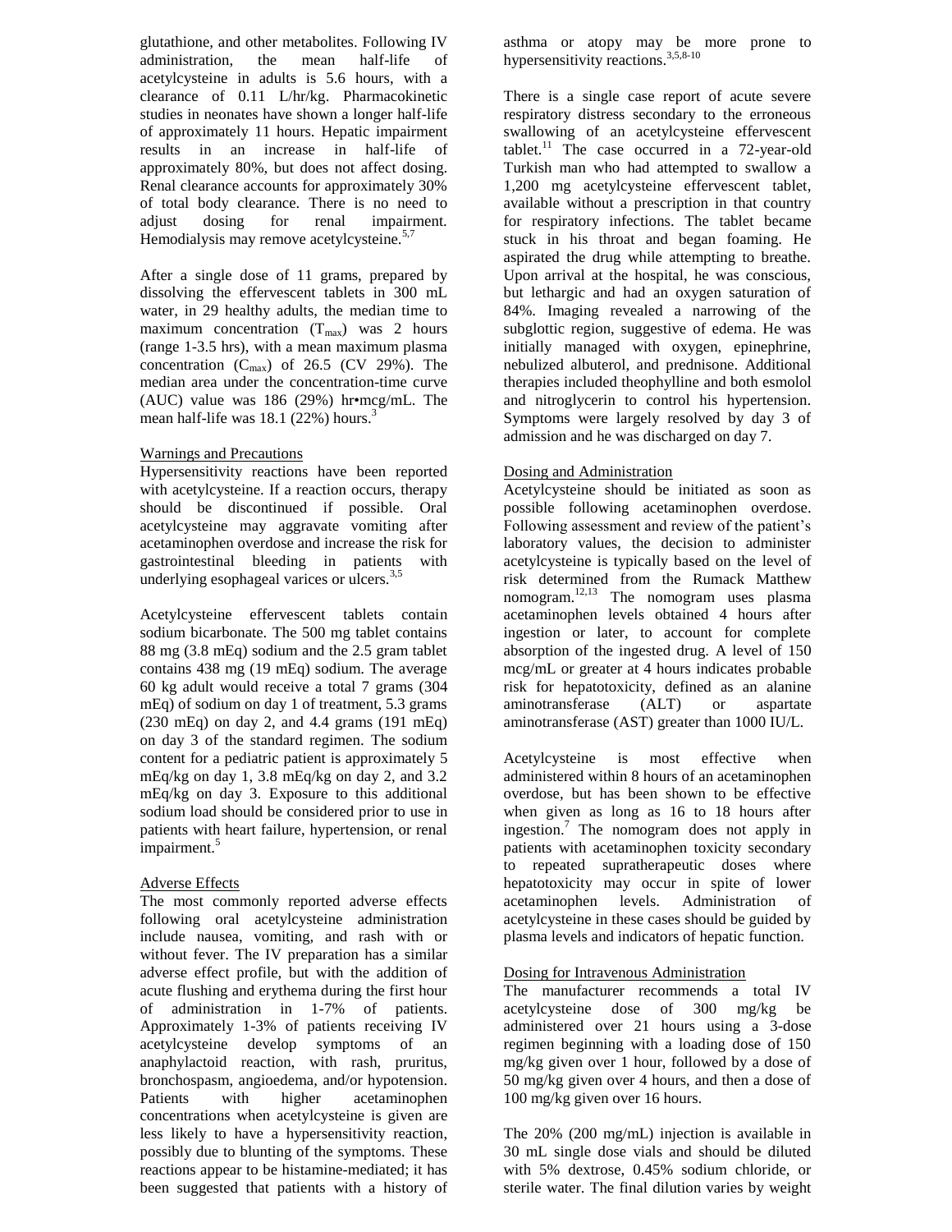glutathione, and other metabolites. Following IV administration, the mean half-life of acetylcysteine in adults is 5.6 hours, with a clearance of 0.11 L/hr/kg. Pharmacokinetic studies in neonates have shown a longer half-life of approximately 11 hours. Hepatic impairment results in an increase in half-life of approximately 80%, but does not affect dosing. Renal clearance accounts for approximately 30% of total body clearance. There is no need to adjust dosing for renal impairment. Hemodialysis may remove acetylcysteine.[5,7]

After a single dose of 11 grams, prepared by dissolving the effervescent tablets in 300 mL water, in 29 healthy adults, the median time to maximum concentration ($T_{max}$) was 2 hours (range 1-3.5 hrs), with a mean maximum plasma concentration ($C_{max}$) of 26.5 (CV 29%). The median area under the concentration-time curve (AUC) value was 186 (29%) hr•mcg/mL. The mean half-life was 18.1 (22%) hours.[3]

## Warnings and Precautions

Hypersensitivity reactions have been reported with acetylcysteine. If a reaction occurs, therapy should be discontinued if possible. Oral acetylcysteine may aggravate vomiting after acetaminophen overdose and increase the risk for gastrointestinal bleeding in patients with underlying esophageal varices or ulcers.[3,5]

Acetylcysteine effervescent tablets contain sodium bicarbonate. The 500 mg tablet contains 88 mg (3.8 mEq) sodium and the 2.5 gram tablet contains 438 mg (19 mEq) sodium. The average 60 kg adult would receive a total 7 grams (304 mEq) of sodium on day 1 of treatment, 5.3 grams (230 mEq) on day 2, and 4.4 grams (191 mEq) on day 3 of the standard regimen. The sodium content for a pediatric patient is approximately 5 mEq/kg on day 1, 3.8 mEq/kg on day 2, and 3.2 mEq/kg on day 3. Exposure to this additional sodium load should be considered prior to use in patients with heart failure, hypertension, or renal impairment.[5]

## Adverse Effects

The most commonly reported adverse effects following oral acetylcysteine administration include nausea, vomiting, and rash with or without fever. The IV preparation has a similar adverse effect profile, but with the addition of acute flushing and erythema during the first hour of administration in 1-7% of patients. Approximately 1-3% of patients receiving IV acetylcysteine develop symptoms of an anaphylactoid reaction, with rash, pruritus, bronchospasm, angioedema, and/or hypotension. Patients with higher acetaminophen concentrations when acetylcysteine is given are less likely to have a hypersensitivity reaction, possibly due to blunting of the symptoms. These reactions appear to be histamine-mediated; it has been suggested that patients with a history of asthma or atopy may be more prone to hypersensitivity reactions.[3,5,8-10]

There is a single case report of acute severe respiratory distress secondary to the erroneous swallowing of an acetylcysteine effervescent tablet.[11] The case occurred in a 72-year-old Turkish man who had attempted to swallow a 1,200 mg acetylcysteine effervescent tablet, available without a prescription in that country for respiratory infections. The tablet became stuck in his throat and began foaming. He aspirated the drug while attempting to breathe. Upon arrival at the hospital, he was conscious, but lethargic and had an oxygen saturation of 84%. Imaging revealed a narrowing of the subglottic region, suggestive of edema. He was initially managed with oxygen, epinephrine, nebulized albuterol, and prednisone. Additional therapies included theophylline and both esmolol and nitroglycerin to control his hypertension. Symptoms were largely resolved by day 3 of admission and he was discharged on day 7.

## Dosing and Administration

Acetylcysteine should be initiated as soon as possible following acetaminophen overdose. Following assessment and review of the patient's laboratory values, the decision to administer acetylcysteine is typically based on the level of risk determined from the Rumack Matthew nomogram.[12,13] The nomogram uses plasma acetaminophen levels obtained 4 hours after ingestion or later, to account for complete absorption of the ingested drug. A level of 150 mcg/mL or greater at 4 hours indicates probable risk for hepatotoxicity, defined as an alanine aminotransferase (ALT) or aspartate aminotransferase (AST) greater than 1000 IU/L.

Acetylcysteine is most effective when administered within 8 hours of an acetaminophen overdose, but has been shown to be effective when given as long as 16 to 18 hours after ingestion.[7] The nomogram does not apply in patients with acetaminophen toxicity secondary to repeated supratherapeutic doses where hepatotoxicity may occur in spite of lower acetaminophen levels. Administration of acetylcysteine in these cases should be guided by plasma levels and indicators of hepatic function.

## Dosing for Intravenous Administration

The manufacturer recommends a total IV acetylcysteine dose of 300 mg/kg be administered over 21 hours using a 3-dose regimen beginning with a loading dose of 150 mg/kg given over 1 hour, followed by a dose of 50 mg/kg given over 4 hours, and then a dose of 100 mg/kg given over 16 hours.

The 20% (200 mg/mL) injection is available in 30 mL single dose vials and should be diluted with 5% dextrose, 0.45% sodium chloride, or sterile water. The final dilution varies by weight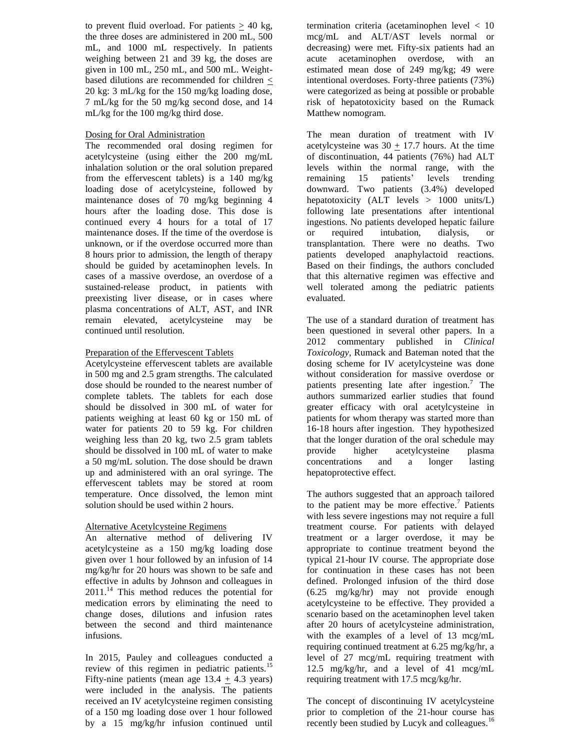to prevent fluid overload. For patients ≥ 40 kg, the three doses are administered in 200 mL, 500 mL, and 1000 mL respectively. In patients weighing between 21 and 39 kg, the doses are given in 100 mL, 250 mL, and 500 mL. Weight-based dilutions are recommended for children ≤ 20 kg: 3 mL/kg for the 150 mg/kg loading dose, 7 mL/kg for the 50 mg/kg second dose, and 14 mL/kg for the 100 mg/kg third dose.

Dosing for Oral Administration

The recommended oral dosing regimen for acetylcysteine (using either the 200 mg/mL inhalation solution or the oral solution prepared from the effervescent tablets) is a 140 mg/kg loading dose of acetylcysteine, followed by maintenance doses of 70 mg/kg beginning 4 hours after the loading dose. This dose is continued every 4 hours for a total of 17 maintenance doses. If the time of the overdose is unknown, or if the overdose occurred more than 8 hours prior to admission, the length of therapy should be guided by acetaminophen levels. In cases of a massive overdose, an overdose of a sustained-release product, in patients with preexisting liver disease, or in cases where plasma concentrations of ALT, AST, and INR remain elevated, acetylcysteine may be continued until resolution.

Preparation of the Effervescent Tablets

Acetylcysteine effervescent tablets are available in 500 mg and 2.5 gram strengths. The calculated dose should be rounded to the nearest number of complete tablets. The tablets for each dose should be dissolved in 300 mL of water for patients weighing at least 60 kg or 150 mL of water for patients 20 to 59 kg. For children weighing less than 20 kg, two 2.5 gram tablets should be dissolved in 100 mL of water to make a 50 mg/mL solution. The dose should be drawn up and administered with an oral syringe. The effervescent tablets may be stored at room temperature. Once dissolved, the lemon mint solution should be used within 2 hours.

Alternative Acetylcysteine Regimens

An alternative method of delivering IV acetylcysteine as a 150 mg/kg loading dose given over 1 hour followed by an infusion of 14 mg/kg/hr for 20 hours was shown to be safe and effective in adults by Johnson and colleagues in 2011.[14] This method reduces the potential for medication errors by eliminating the need to change doses, dilutions and infusion rates between the second and third maintenance infusions.

In 2015, Pauley and colleagues conducted a review of this regimen in pediatric patients.[15] Fifty-nine patients (mean age 13.4 ± 4.3 years) were included in the analysis. The patients received an IV acetylcysteine regimen consisting of a 150 mg loading dose over 1 hour followed by a 15 mg/kg/hr infusion continued until termination criteria (acetaminophen level < 10 mcg/mL and ALT/AST levels normal or decreasing) were met. Fifty-six patients had an acute acetaminophen overdose, with an estimated mean dose of 249 mg/kg; 49 were intentional overdoses. Forty-three patients (73%) were categorized as being at possible or probable risk of hepatotoxicity based on the Rumack Matthew nomogram.

The mean duration of treatment with IV acetylcysteine was 30 ± 17.7 hours. At the time of discontinuation, 44 patients (76%) had ALT levels within the normal range, with the remaining 15 patients' levels trending downward. Two patients (3.4%) developed hepatotoxicity (ALT levels > 1000 units/L) following late presentations after intentional ingestions. No patients developed hepatic failure or required intubation, dialysis, or transplantation. There were no deaths. Two patients developed anaphylactoid reactions. Based on their findings, the authors concluded that this alternative regimen was effective and well tolerated among the pediatric patients evaluated.

The use of a standard duration of treatment has been questioned in several other papers. In a 2012 commentary published in *Clinical Toxicology*, Rumack and Bateman noted that the dosing scheme for IV acetylcysteine was done without consideration for massive overdose or patients presenting late after ingestion.[7] The authors summarized earlier studies that found greater efficacy with oral acetylcysteine in patients for whom therapy was started more than 16-18 hours after ingestion. They hypothesized that the longer duration of the oral schedule may provide higher acetylcysteine plasma concentrations and a longer lasting hepatoprotective effect.

The authors suggested that an approach tailored to the patient may be more effective.[7] Patients with less severe ingestions may not require a full treatment course. For patients with delayed treatment or a larger overdose, it may be appropriate to continue treatment beyond the typical 21-hour IV course. The appropriate dose for continuation in these cases has not been defined. Prolonged infusion of the third dose (6.25 mg/kg/hr) may not provide enough acetylcysteine to be effective. They provided a scenario based on the acetaminophen level taken after 20 hours of acetylcysteine administration, with the examples of a level of 13 mcg/mL requiring continued treatment at 6.25 mg/kg/hr, a level of 27 mcg/mL requiring treatment with 12.5 mg/kg/hr, and a level of 41 mcg/mL requiring treatment with 17.5 mcg/kg/hr.

The concept of discontinuing IV acetylcysteine prior to completion of the 21-hour course has recently been studied by Lucyk and colleagues.[16]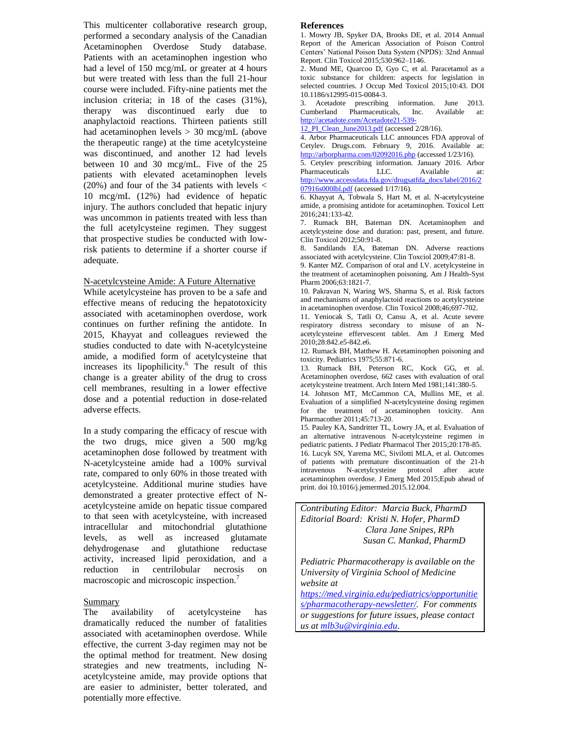This multicenter collaborative research group, performed a secondary analysis of the Canadian Acetaminophen Overdose Study database. Patients with an acetaminophen ingestion who had a level of 150 mcg/mL or greater at 4 hours but were treated with less than the full 21-hour course were included. Fifty-nine patients met the inclusion criteria; in 18 of the cases (31%), therapy was discontinued early due to anaphylactoid reactions. Thirteen patients still had acetaminophen levels > 30 mcg/mL (above the therapeutic range) at the time acetylcysteine was discontinued, and another 12 had levels between 10 and 30 mcg/mL. Five of the 25 patients with elevated acetaminophen levels (20%) and four of the 34 patients with levels < 10 mcg/mL (12%) had evidence of hepatic injury. The authors concluded that hepatic injury was uncommon in patients treated with less than the full acetylcysteine regimen. They suggest that prospective studies be conducted with low-risk patients to determine if a shorter course if adequate.

## N-acetylcysteine Amide: A Future Alternative

While acetylcysteine has proven to be a safe and effective means of reducing the hepatotoxicity associated with acetaminophen overdose, work continues on further refining the antidote. In 2015, Khayyat and colleagues reviewed the studies conducted to date with N-acetylcysteine amide, a modified form of acetylcysteine that increases its lipophilicity.[6] The result of this change is a greater ability of the drug to cross cell membranes, resulting in a lower effective dose and a potential reduction in dose-related adverse effects.

In a study comparing the efficacy of rescue with the two drugs, mice given a 500 mg/kg acetaminophen dose followed by treatment with N-acetylcysteine amide had a 100% survival rate, compared to only 60% in those treated with acetylcysteine. Additional murine studies have demonstrated a greater protective effect of N-acetylcysteine amide on hepatic tissue compared to that seen with acetylcysteine, with increased intracellular and mitochondrial glutathione levels, as well as increased glutamate dehydrogenase and glutathione reductase activity, increased lipid peroxidation, and a reduction in centrilobular necrosis on macroscopic and microscopic inspection.[7]

## Summary

The availability of acetylcysteine has dramatically reduced the number of fatalities associated with acetaminophen overdose. While effective, the current 3-day regimen may not be the optimal method for treatment. New dosing strategies and new treatments, including N-acetylcysteine amide, may provide options that are easier to administer, better tolerated, and potentially more effective.

## References

1. Mowry JB, Spyker DA, Brooks DE, et al. 2014 Annual Report of the American Association of Poison Control Centers' National Poison Data System (NPDS): 32nd Annual Report. Clin Toxicol 2015;530:962–1146.
2. Mund ME, Quarcoo D, Gyo C, et al. Paracetamol as a toxic substance for children: aspects for legislation in selected countries. J Occup Med Toxicol 2015;10:43. DOI 10.1186/s12995-015-0084-3.
3. Acetadote prescribing information. June 2013. Cumberland Pharmaceuticals, Inc. Available at: http://acetadote.com/Acetadote21-539-12_PI_Clean_June2013.pdf (accessed 2/28/16).
4. Arbor Pharmaceuticals LLC announces FDA approval of Cetylev. Drugs.com. February 9, 2016. Available at: http://arborpharma.com/02092016.php (accessed 1/23/16).
5. Cetylev prescribing information. January 2016. Arbor Pharmaceuticals LLC. Available at: http://www.accessdata.fda.gov/drugsatfda_docs/label/2016/207916s000lbl.pdf (accessed 1/17/16).
6. Khayyat A, Tobwala S, Hart M, et al. N-acetylcysteine amide, a promising antidote for acetaminophen. Toxicol Lett 2016;241:133-42.
7. Rumack BH, Bateman DN. Acetaminophen and acetylcysteine dose and duration: past, present, and future. Clin Toxicol 2012;50:91-8.
8. Sandilands EA, Bateman DN. Adverse reactions associated with acetylcysteine. Clin Toxciol 2009;47:81-8.
9. Kanter MZ. Comparison of oral and I.V. acetylcysteine in the treatment of acetaminophen poisoning. Am J Health-Syst Pharm 2006;63:1821-7.
10. Pakravan N, Waring WS, Sharma S, et al. Risk factors and mechanisms of anaphylactoid reactions to acetylcysteine in acetaminophen overdose. Clin Toxicol 2008;46;697-702.
11. Yeniocak S, Tatli O, Cansu A, et al. Acute severe respiratory distress secondary to misuse of an N-acetylcysteine effervescent tablet. Am J Emerg Med 2010;28:842.e5-842.e6.
12. Rumack BH, Matthew H. Acetaminophen poisoning and toxicity. Pediatrics 1975;55:871-6.
13. Rumack BH, Peterson RC, Kock GG, et al. Acetaminophen overdose, 662 cases with evaluation of oral acetylcysteine treatment. Arch Intern Med 1981;141:380-5.
14. Johnson MT, McCammon CA, Mullins ME, et al. Evaluation of a simplified N-acetylcysteine dosing regimen for the treatment of acetaminophen toxicity. Ann Pharmacother 2011;45:713-20.
15. Pauley KA, Sandritter TL, Lowry JA, et al. Evaluation of an alternative intravenous N-acetylcysteine regimen in pediatric patients. J Pediatr Pharmacol Ther 2015;20:178-85.
16. Lucyk SN, Yarema MC, Sivilotti MLA, et al. Outcomes of patients with premature discontinuation of the 21-h intravenous N-acetylcysteine protocol after acute acetaminophen overdose. J Emerg Med 2015;Epub ahead of print. doi 10.1016/j.jemermed.2015.12.004.

*Contributing Editor: Marcia Buck, PharmD*
*Editorial Board: Kristi N. Hofer, PharmD*
*Clara Jane Snipes, RPh*
*Susan C. Mankad, PharmD*

*Pediatric Pharmacotherapy is available on the University of Virginia School of Medicine website at https://med.virginia.edu/pediatrics/opportunities/pharmacotherapy-newsletter/. For comments or suggestions for future issues, please contact us at mlb3u@virginia.edu.*